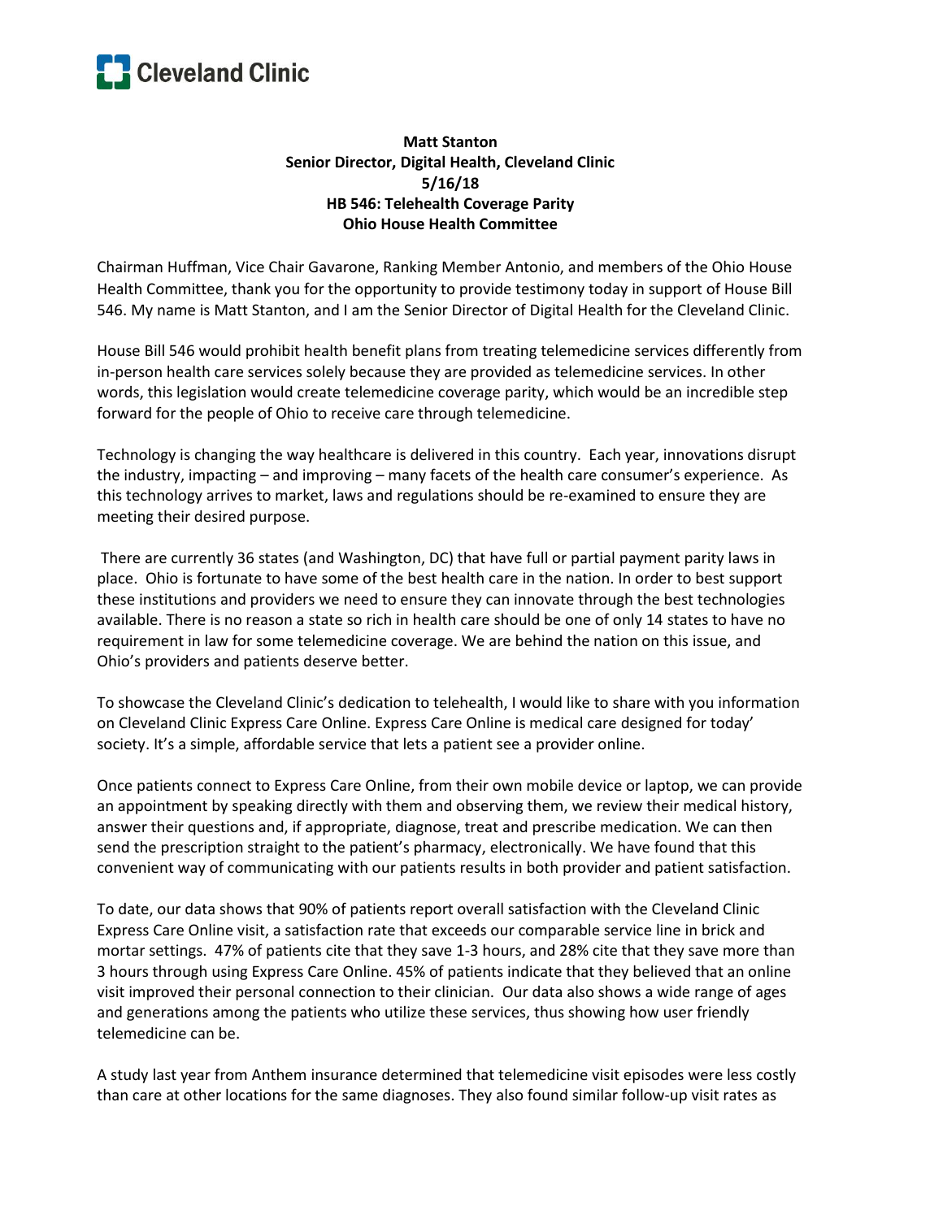Cleveland Clinic

**Matt Stanton**
**Senior Director, Digital Health, Cleveland Clinic**
**5/16/18**
**HB 546: Telehealth Coverage Parity**
**Ohio House Health Committee**

Chairman Huffman, Vice Chair Gavarone, Ranking Member Antonio, and members of the Ohio House Health Committee, thank you for the opportunity to provide testimony today in support of House Bill 546. My name is Matt Stanton, and I am the Senior Director of Digital Health for the Cleveland Clinic.

House Bill 546 would prohibit health benefit plans from treating telemedicine services differently from in-person health care services solely because they are provided as telemedicine services. In other words, this legislation would create telemedicine coverage parity, which would be an incredible step forward for the people of Ohio to receive care through telemedicine.

Technology is changing the way healthcare is delivered in this country. Each year, innovations disrupt the industry, impacting – and improving – many facets of the health care consumer's experience. As this technology arrives to market, laws and regulations should be re-examined to ensure they are meeting their desired purpose.

There are currently 36 states (and Washington, DC) that have full or partial payment parity laws in place. Ohio is fortunate to have some of the best health care in the nation. In order to best support these institutions and providers we need to ensure they can innovate through the best technologies available. There is no reason a state so rich in health care should be one of only 14 states to have no requirement in law for some telemedicine coverage. We are behind the nation on this issue, and Ohio's providers and patients deserve better.

To showcase the Cleveland Clinic's dedication to telehealth, I would like to share with you information on Cleveland Clinic Express Care Online. Express Care Online is medical care designed for today' society. It's a simple, affordable service that lets a patient see a provider online.

Once patients connect to Express Care Online, from their own mobile device or laptop, we can provide an appointment by speaking directly with them and observing them, we review their medical history, answer their questions and, if appropriate, diagnose, treat and prescribe medication. We can then send the prescription straight to the patient's pharmacy, electronically. We have found that this convenient way of communicating with our patients results in both provider and patient satisfaction.

To date, our data shows that 90% of patients report overall satisfaction with the Cleveland Clinic Express Care Online visit, a satisfaction rate that exceeds our comparable service line in brick and mortar settings. 47% of patients cite that they save 1-3 hours, and 28% cite that they save more than 3 hours through using Express Care Online. 45% of patients indicate that they believed that an online visit improved their personal connection to their clinician. Our data also shows a wide range of ages and generations among the patients who utilize these services, thus showing how user friendly telemedicine can be.

A study last year from Anthem insurance determined that telemedicine visit episodes were less costly than care at other locations for the same diagnoses. They also found similar follow-up visit rates as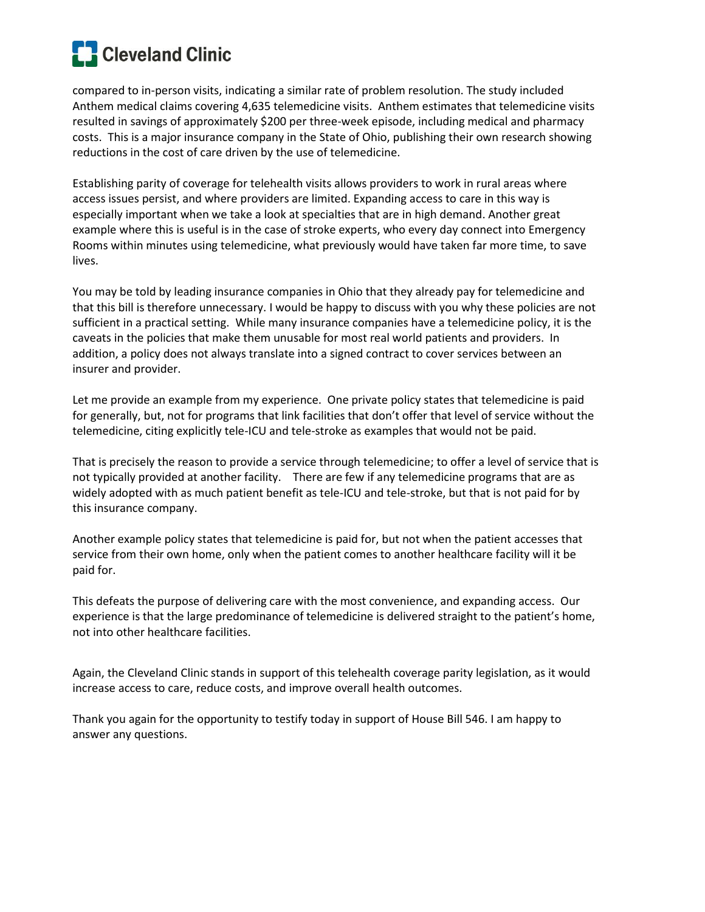compared to in-person visits, indicating a similar rate of problem resolution. The study included Anthem medical claims covering 4,635 telemedicine visits. Anthem estimates that telemedicine visits resulted in savings of approximately $200 per three-week episode, including medical and pharmacy costs. This is a major insurance company in the State of Ohio, publishing their own research showing reductions in the cost of care driven by the use of telemedicine.

Establishing parity of coverage for telehealth visits allows providers to work in rural areas where access issues persist, and where providers are limited. Expanding access to care in this way is especially important when we take a look at specialties that are in high demand. Another great example where this is useful is in the case of stroke experts, who every day connect into Emergency Rooms within minutes using telemedicine, what previously would have taken far more time, to save lives.

You may be told by leading insurance companies in Ohio that they already pay for telemedicine and that this bill is therefore unnecessary. I would be happy to discuss with you why these policies are not sufficient in a practical setting. While many insurance companies have a telemedicine policy, it is the caveats in the policies that make them unusable for most real world patients and providers. In addition, a policy does not always translate into a signed contract to cover services between an insurer and provider.

Let me provide an example from my experience. One private policy states that telemedicine is paid for generally, but, not for programs that link facilities that don't offer that level of service without the telemedicine, citing explicitly tele-ICU and tele-stroke as examples that would not be paid.

That is precisely the reason to provide a service through telemedicine; to offer a level of service that is not typically provided at another facility. There are few if any telemedicine programs that are as widely adopted with as much patient benefit as tele-ICU and tele-stroke, but that is not paid for by this insurance company.

Another example policy states that telemedicine is paid for, but not when the patient accesses that service from their own home, only when the patient comes to another healthcare facility will it be paid for.

This defeats the purpose of delivering care with the most convenience, and expanding access. Our experience is that the large predominance of telemedicine is delivered straight to the patient's home, not into other healthcare facilities.

Again, the Cleveland Clinic stands in support of this telehealth coverage parity legislation, as it would increase access to care, reduce costs, and improve overall health outcomes.

Thank you again for the opportunity to testify today in support of House Bill 546. I am happy to answer any questions.